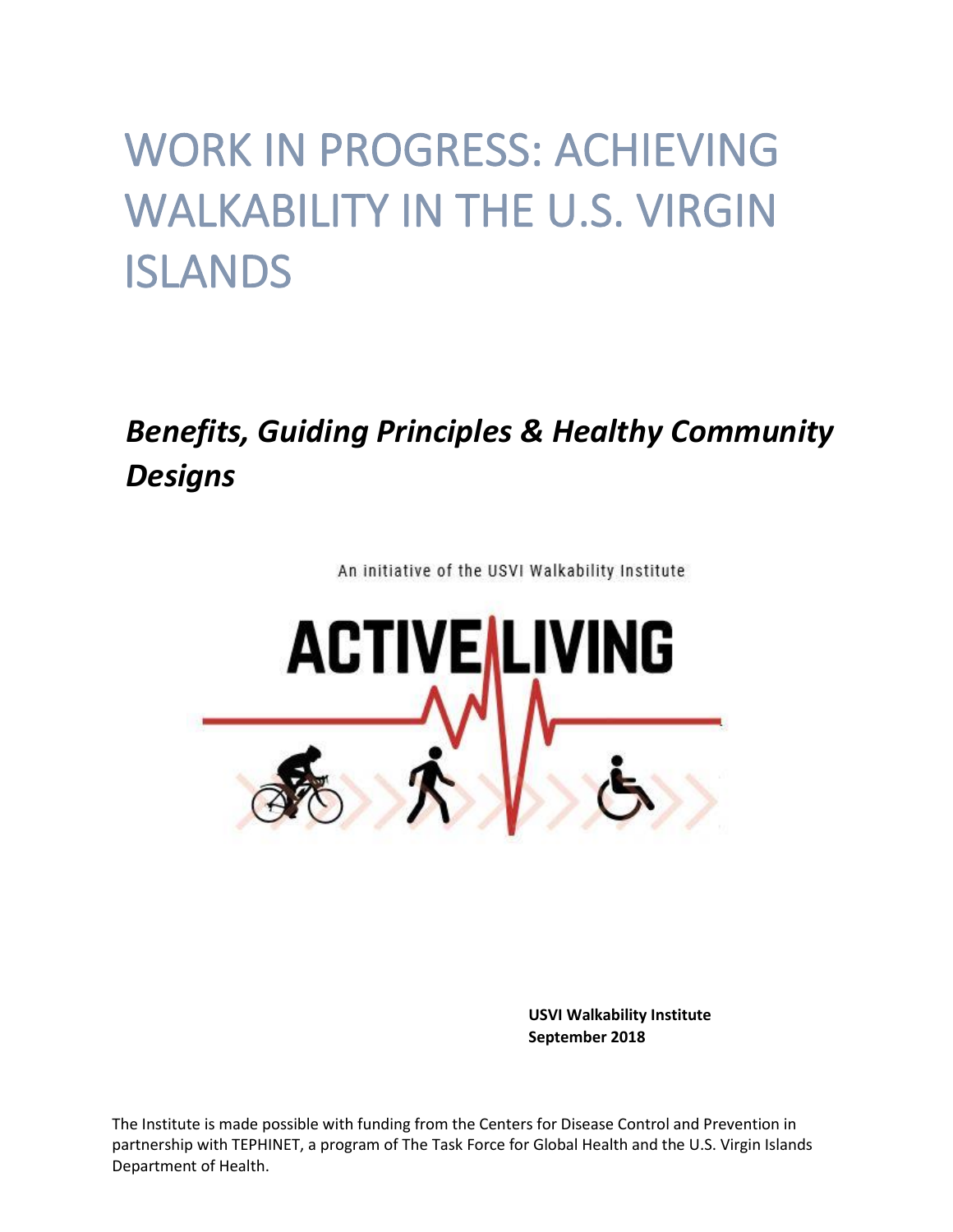# WORK IN PROGRESS: ACHIEVING WALKABILITY IN THE U.S. VIRGIN ISLANDS

## *Benefits, Guiding Principles & Healthy Community Designs*

An initiative of the USVI Walkability Institute

ACTIVE LIVING

**USVI Walkability Institute**
**September 2018**

The Institute is made possible with funding from the Centers for Disease Control and Prevention in partnership with TEPHINET, a program of The Task Force for Global Health and the U.S. Virgin Islands Department of Health.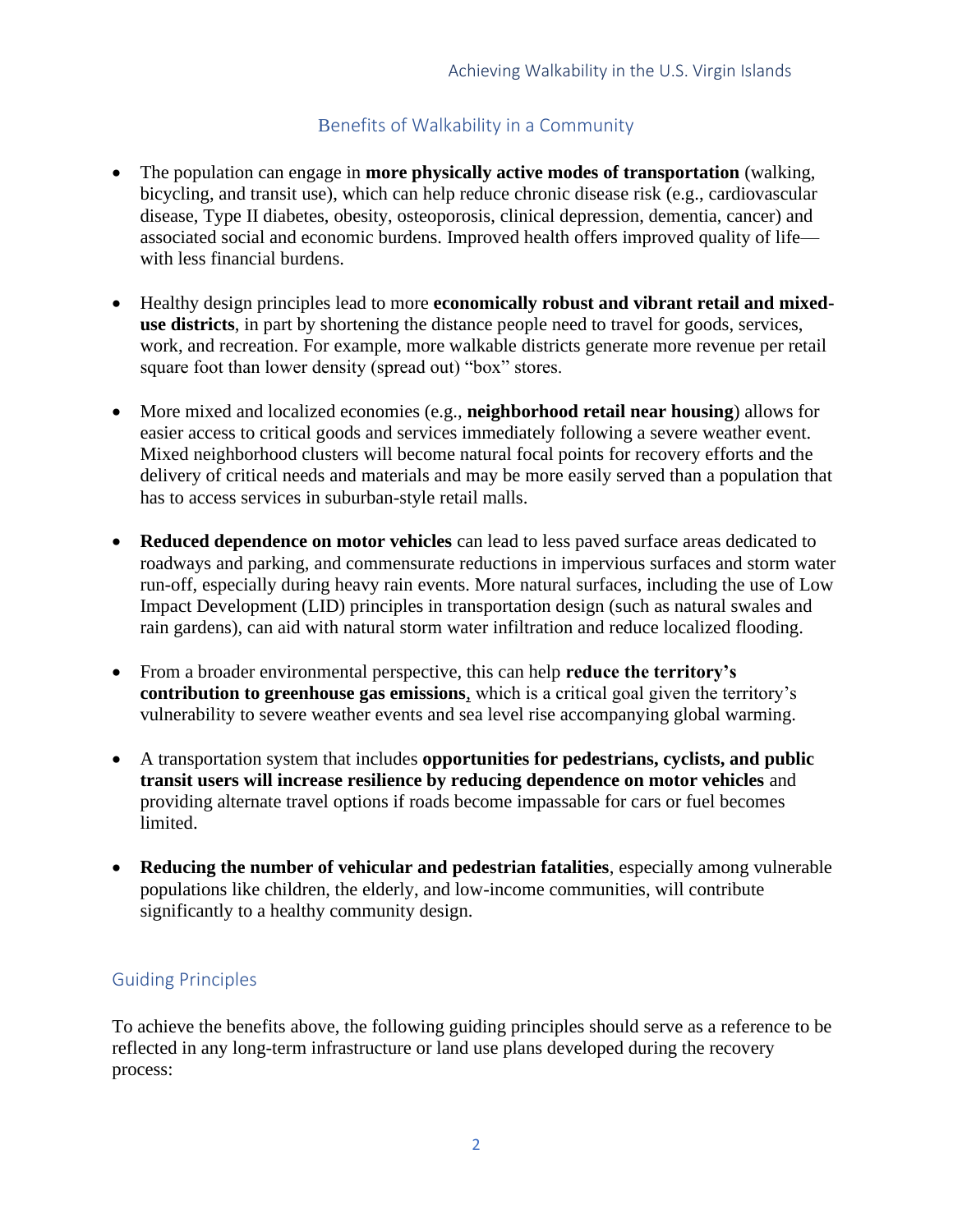## Benefits of Walkability in a Community

- The population can engage in **more physically active modes of transportation** (walking, bicycling, and transit use), which can help reduce chronic disease risk (e.g., cardiovascular disease, Type II diabetes, obesity, osteoporosis, clinical depression, dementia, cancer) and associated social and economic burdens. Improved health offers improved quality of life—with less financial burdens.

- Healthy design principles lead to more **economically robust and vibrant retail and mixed-use districts**, in part by shortening the distance people need to travel for goods, services, work, and recreation. For example, more walkable districts generate more revenue per retail square foot than lower density (spread out) "box" stores.

- More mixed and localized economies (e.g., **neighborhood retail near housing**) allows for easier access to critical goods and services immediately following a severe weather event. Mixed neighborhood clusters will become natural focal points for recovery efforts and the delivery of critical needs and materials and may be more easily served than a population that has to access services in suburban-style retail malls.

- **Reduced dependence on motor vehicles** can lead to less paved surface areas dedicated to roadways and parking, and commensurate reductions in impervious surfaces and storm water run-off, especially during heavy rain events. More natural surfaces, including the use of Low Impact Development (LID) principles in transportation design (such as natural swales and rain gardens), can aid with natural storm water infiltration and reduce localized flooding.

- From a broader environmental perspective, this can help **reduce the territory's contribution to greenhouse gas emissions**, which is a critical goal given the territory's vulnerability to severe weather events and sea level rise accompanying global warming.

- A transportation system that includes **opportunities for pedestrians, cyclists, and public transit users will increase resilience by reducing dependence on motor vehicles** and providing alternate travel options if roads become impassable for cars or fuel becomes limited.

- **Reducing the number of vehicular and pedestrian fatalities**, especially among vulnerable populations like children, the elderly, and low-income communities, will contribute significantly to a healthy community design.

## Guiding Principles

To achieve the benefits above, the following guiding principles should serve as a reference to be reflected in any long-term infrastructure or land use plans developed during the recovery process: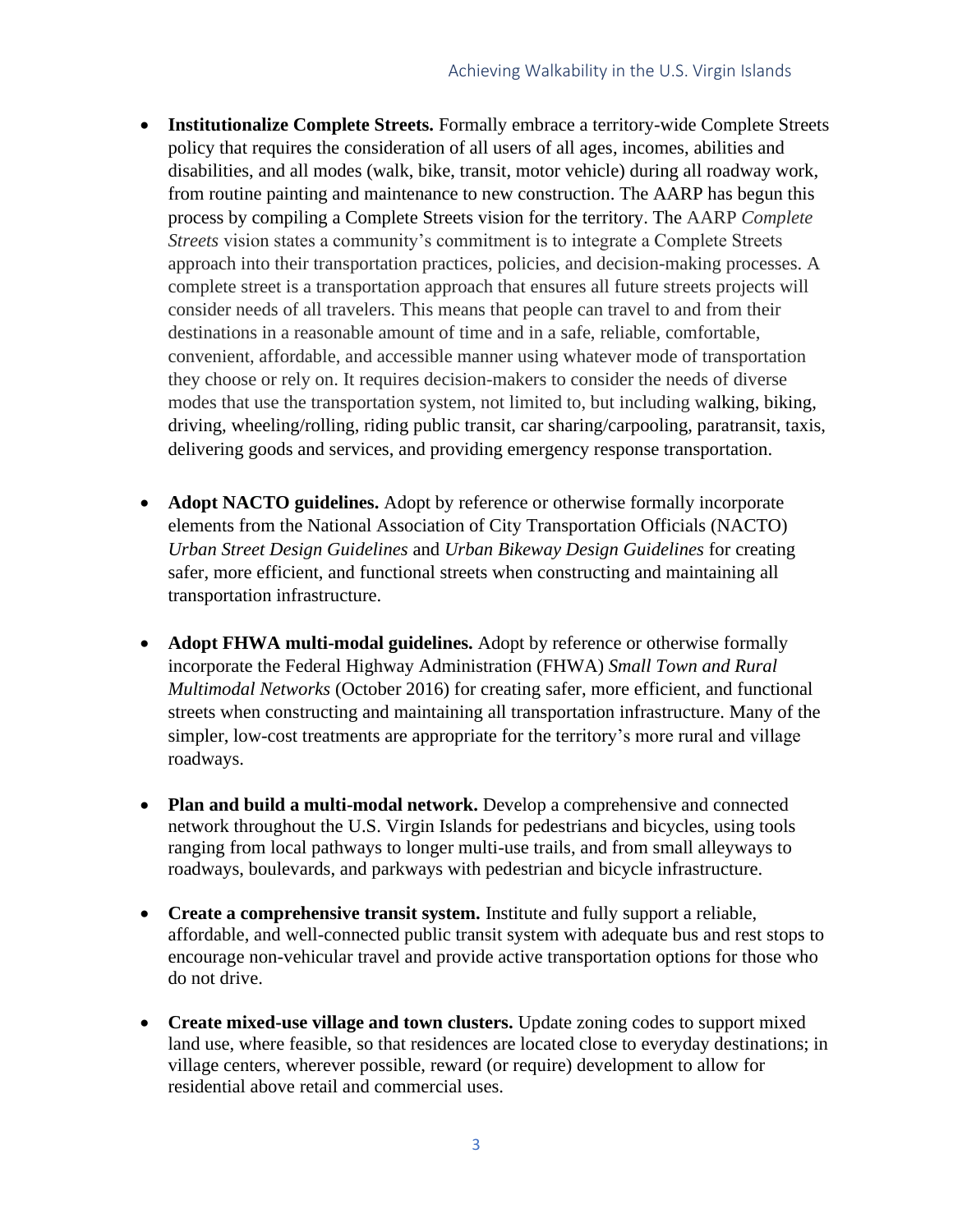- **Institutionalize Complete Streets.** Formally embrace a territory-wide Complete Streets policy that requires the consideration of all users of all ages, incomes, abilities and disabilities, and all modes (walk, bike, transit, motor vehicle) during all roadway work, from routine painting and maintenance to new construction. The AARP has begun this process by compiling a Complete Streets vision for the territory. The AARP *Complete Streets* vision states a community's commitment is to integrate a Complete Streets approach into their transportation practices, policies, and decision-making processes. A complete street is a transportation approach that ensures all future streets projects will consider needs of all travelers. This means that people can travel to and from their destinations in a reasonable amount of time and in a safe, reliable, comfortable, convenient, affordable, and accessible manner using whatever mode of transportation they choose or rely on. It requires decision-makers to consider the needs of diverse modes that use the transportation system, not limited to, but including walking, biking, driving, wheeling/rolling, riding public transit, car sharing/carpooling, paratransit, taxis, delivering goods and services, and providing emergency response transportation.

- **Adopt NACTO guidelines.** Adopt by reference or otherwise formally incorporate elements from the National Association of City Transportation Officials (NACTO) *Urban Street Design Guidelines* and *Urban Bikeway Design Guidelines* for creating safer, more efficient, and functional streets when constructing and maintaining all transportation infrastructure.

- **Adopt FHWA multi-modal guidelines.** Adopt by reference or otherwise formally incorporate the Federal Highway Administration (FHWA) *Small Town and Rural Multimodal Networks* (October 2016) for creating safer, more efficient, and functional streets when constructing and maintaining all transportation infrastructure. Many of the simpler, low-cost treatments are appropriate for the territory's more rural and village roadways.

- **Plan and build a multi-modal network.** Develop a comprehensive and connected network throughout the U.S. Virgin Islands for pedestrians and bicycles, using tools ranging from local pathways to longer multi-use trails, and from small alleyways to roadways, boulevards, and parkways with pedestrian and bicycle infrastructure.

- **Create a comprehensive transit system.** Institute and fully support a reliable, affordable, and well-connected public transit system with adequate bus and rest stops to encourage non-vehicular travel and provide active transportation options for those who do not drive.

- **Create mixed-use village and town clusters.** Update zoning codes to support mixed land use, where feasible, so that residences are located close to everyday destinations; in village centers, wherever possible, reward (or require) development to allow for residential above retail and commercial uses.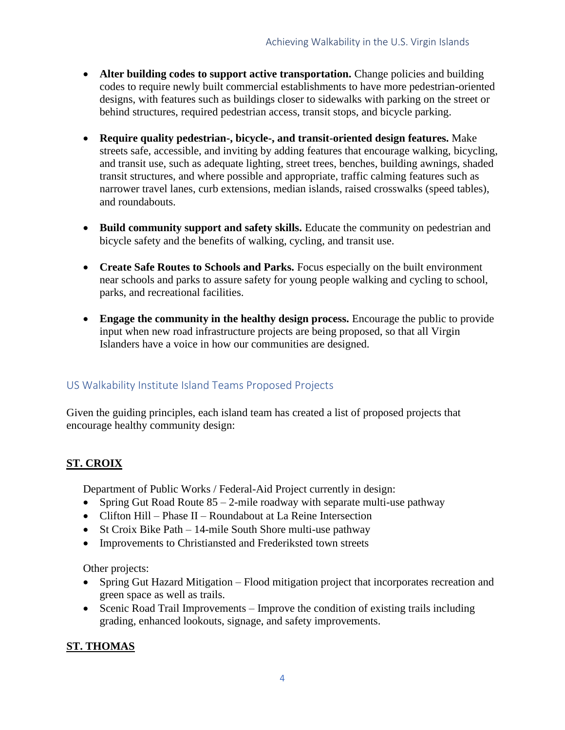- **Alter building codes to support active transportation.** Change policies and building codes to require newly built commercial establishments to have more pedestrian-oriented designs, with features such as buildings closer to sidewalks with parking on the street or behind structures, required pedestrian access, transit stops, and bicycle parking.

- **Require quality pedestrian-, bicycle-, and transit-oriented design features.** Make streets safe, accessible, and inviting by adding features that encourage walking, bicycling, and transit use, such as adequate lighting, street trees, benches, building awnings, shaded transit structures, and where possible and appropriate, traffic calming features such as narrower travel lanes, curb extensions, median islands, raised crosswalks (speed tables), and roundabouts.

- **Build community support and safety skills.** Educate the community on pedestrian and bicycle safety and the benefits of walking, cycling, and transit use.

- **Create Safe Routes to Schools and Parks.** Focus especially on the built environment near schools and parks to assure safety for young people walking and cycling to school, parks, and recreational facilities.

- **Engage the community in the healthy design process.** Encourage the public to provide input when new road infrastructure projects are being proposed, so that all Virgin Islanders have a voice in how our communities are designed.

## US Walkability Institute Island Teams Proposed Projects

Given the guiding principles, each island team has created a list of proposed projects that encourage healthy community design:

### ST. CROIX

Department of Public Works / Federal-Aid Project currently in design:

- Spring Gut Road Route 85 – 2-mile roadway with separate multi-use pathway
- Clifton Hill – Phase II – Roundabout at La Reine Intersection
- St Croix Bike Path – 14-mile South Shore multi-use pathway
- Improvements to Christiansted and Frederiksted town streets

Other projects:

- Spring Gut Hazard Mitigation – Flood mitigation project that incorporates recreation and green space as well as trails.
- Scenic Road Trail Improvements – Improve the condition of existing trails including grading, enhanced lookouts, signage, and safety improvements.

### ST. THOMAS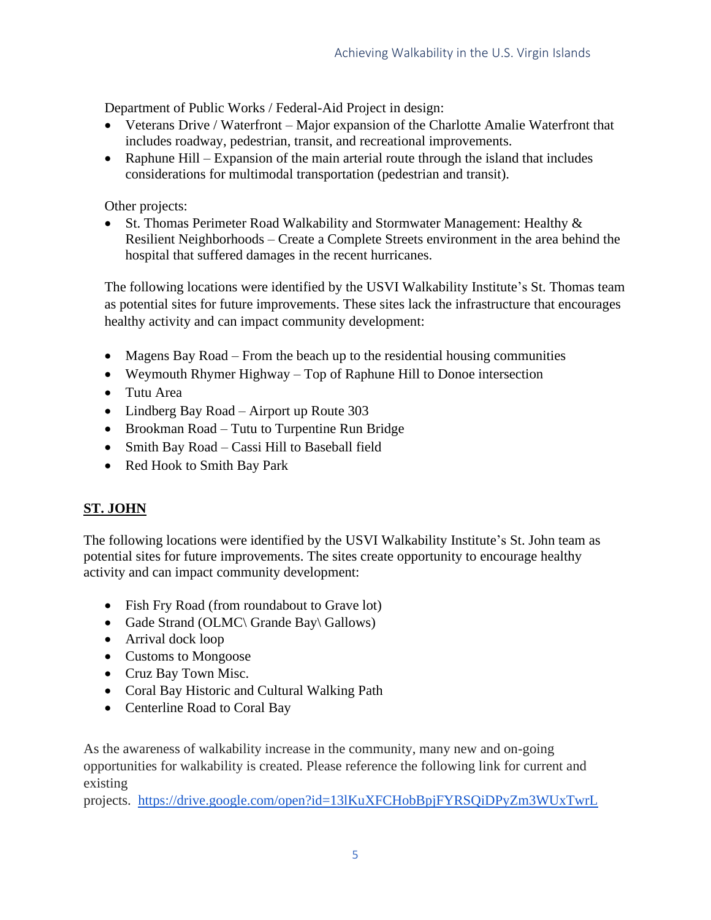Department of Public Works / Federal-Aid Project in design:

- Veterans Drive / Waterfront – Major expansion of the Charlotte Amalie Waterfront that includes roadway, pedestrian, transit, and recreational improvements.
- Raphune Hill – Expansion of the main arterial route through the island that includes considerations for multimodal transportation (pedestrian and transit).

Other projects:

- St. Thomas Perimeter Road Walkability and Stormwater Management: Healthy & Resilient Neighborhoods – Create a Complete Streets environment in the area behind the hospital that suffered damages in the recent hurricanes.

The following locations were identified by the USVI Walkability Institute's St. Thomas team as potential sites for future improvements. These sites lack the infrastructure that encourages healthy activity and can impact community development:

- Magens Bay Road – From the beach up to the residential housing communities
- Weymouth Rhymer Highway – Top of Raphune Hill to Donoe intersection
- Tutu Area
- Lindberg Bay Road – Airport up Route 303
- Brookman Road – Tutu to Turpentine Run Bridge
- Smith Bay Road – Cassi Hill to Baseball field
- Red Hook to Smith Bay Park

## ST. JOHN

The following locations were identified by the USVI Walkability Institute's St. John team as potential sites for future improvements. The sites create opportunity to encourage healthy activity and can impact community development:

- Fish Fry Road (from roundabout to Grave lot)
- Gade Strand (OLMC\ Grande Bay\ Gallows)
- Arrival dock loop
- Customs to Mongoose
- Cruz Bay Town Misc.
- Coral Bay Historic and Cultural Walking Path
- Centerline Road to Coral Bay

As the awareness of walkability increase in the community, many new and on-going opportunities for walkability is created. Please reference the following link for current and existing projects. https://drive.google.com/open?id=13lKuXFCHobBpjFYRSQiDPyZm3WUxTwrL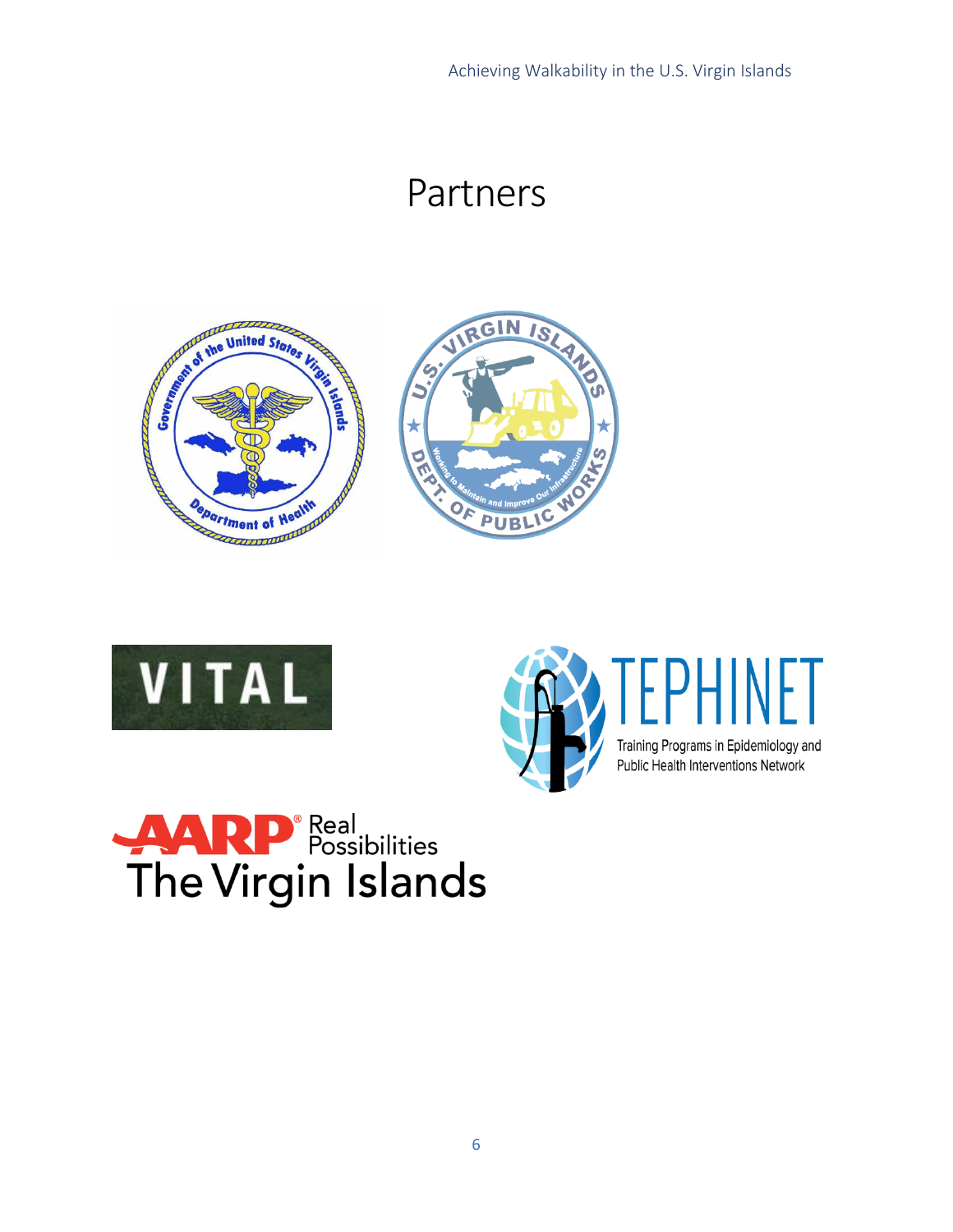# Partners

Government of the United States Virgin Islands Department of Health

U.S. Virgin Islands Dept. of Public Works — Working to Maintain and Improve Our Infrastructure

VITAL

TEPHINET
Training Programs in Epidemiology and Public Health Interventions Network

AARP® Real Possibilities
The Virgin Islands